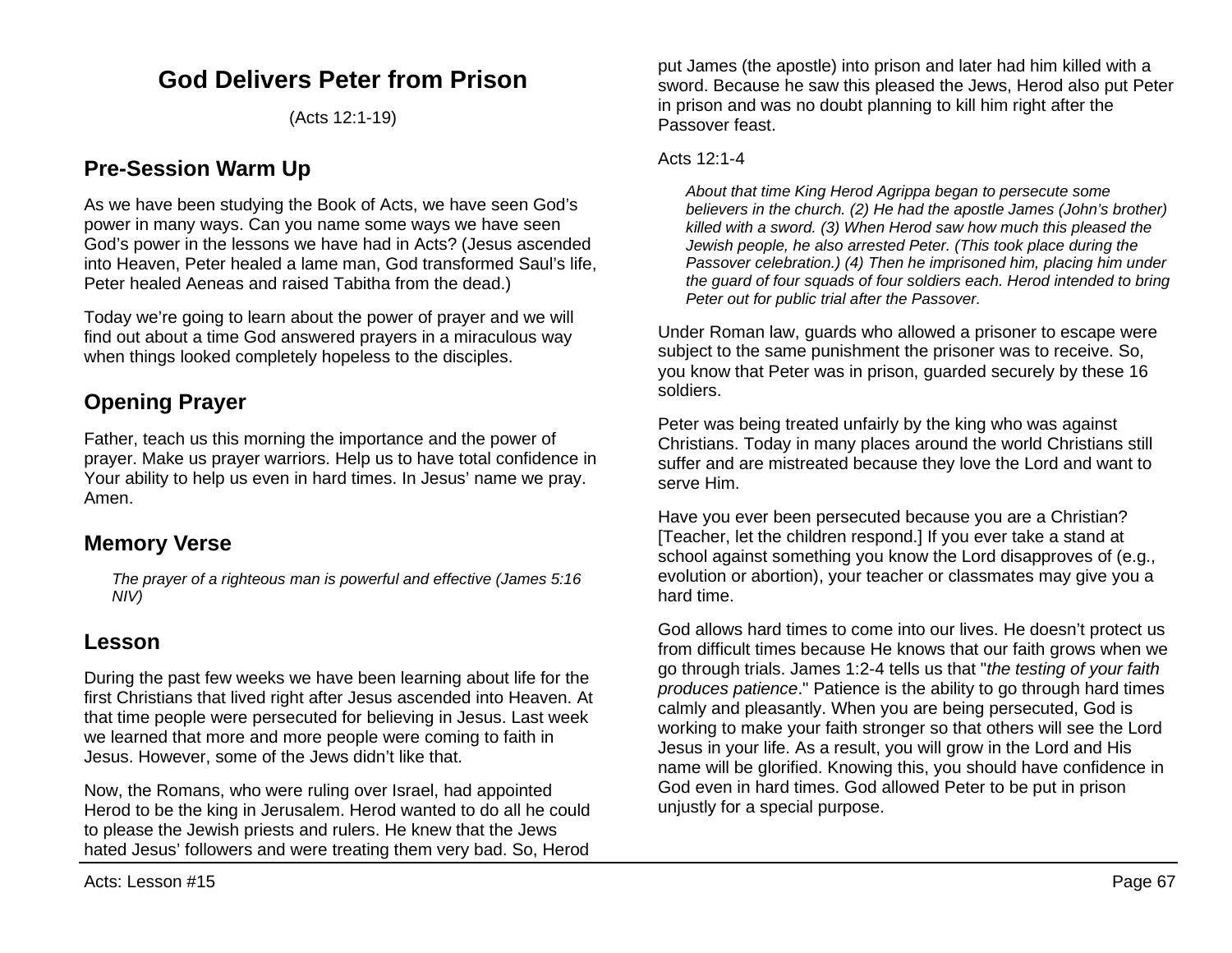# God Delivers Peter from Prison

(Acts 12:1-19)

## Pre-Session Warm Up

As we have been studying the Book of Acts, we have seen God's power in many ways. Can you name some ways we have seen God's power in the lessons we have had in Acts? (Jesus ascended into Heaven, Peter healed a lame man, God transformed Saul's life, Peter healed Aeneas and raised Tabitha from the dead.)

Today we're going to learn about the power of prayer and we will find out about a time God answered prayers in a miraculous way when things looked completely hopeless to the disciples.

## Opening Prayer

Father, teach us this morning the importance and the power of prayer. Make us prayer warriors. Help us to have total confidence in Your ability to help us even in hard times. In Jesus' name we pray. Amen.

## Memory Verse

> *The prayer of a righteous man is powerful and effective (James 5:16 NIV)*

## Lesson

During the past few weeks we have been learning about life for the first Christians that lived right after Jesus ascended into Heaven. At that time people were persecuted for believing in Jesus. Last week we learned that more and more people were coming to faith in Jesus. However, some of the Jews didn't like that.

Now, the Romans, who were ruling over Israel, had appointed Herod to be the king in Jerusalem. Herod wanted to do all he could to please the Jewish priests and rulers. He knew that the Jews hated Jesus' followers and were treating them very bad. So, Herod put James (the apostle) into prison and later had him killed with a sword. Because he saw this pleased the Jews, Herod also put Peter in prison and was no doubt planning to kill him right after the Passover feast.

Acts 12:1-4

> *About that time King Herod Agrippa began to persecute some believers in the church. (2) He had the apostle James (John's brother) killed with a sword. (3) When Herod saw how much this pleased the Jewish people, he also arrested Peter. (This took place during the Passover celebration.) (4) Then he imprisoned him, placing him under the guard of four squads of four soldiers each. Herod intended to bring Peter out for public trial after the Passover.*

Under Roman law, guards who allowed a prisoner to escape were subject to the same punishment the prisoner was to receive. So, you know that Peter was in prison, guarded securely by these 16 soldiers.

Peter was being treated unfairly by the king who was against Christians. Today in many places around the world Christians still suffer and are mistreated because they love the Lord and want to serve Him.

Have you ever been persecuted because you are a Christian? [Teacher, let the children respond.] If you ever take a stand at school against something you know the Lord disapproves of (e.g., evolution or abortion), your teacher or classmates may give you a hard time.

God allows hard times to come into our lives. He doesn't protect us from difficult times because He knows that our faith grows when we go through trials. James 1:2-4 tells us that "*the testing of your faith produces patience*." Patience is the ability to go through hard times calmly and pleasantly. When you are being persecuted, God is working to make your faith stronger so that others will see the Lord Jesus in your life. As a result, you will grow in the Lord and His name will be glorified. Knowing this, you should have confidence in God even in hard times. God allowed Peter to be put in prison unjustly for a special purpose.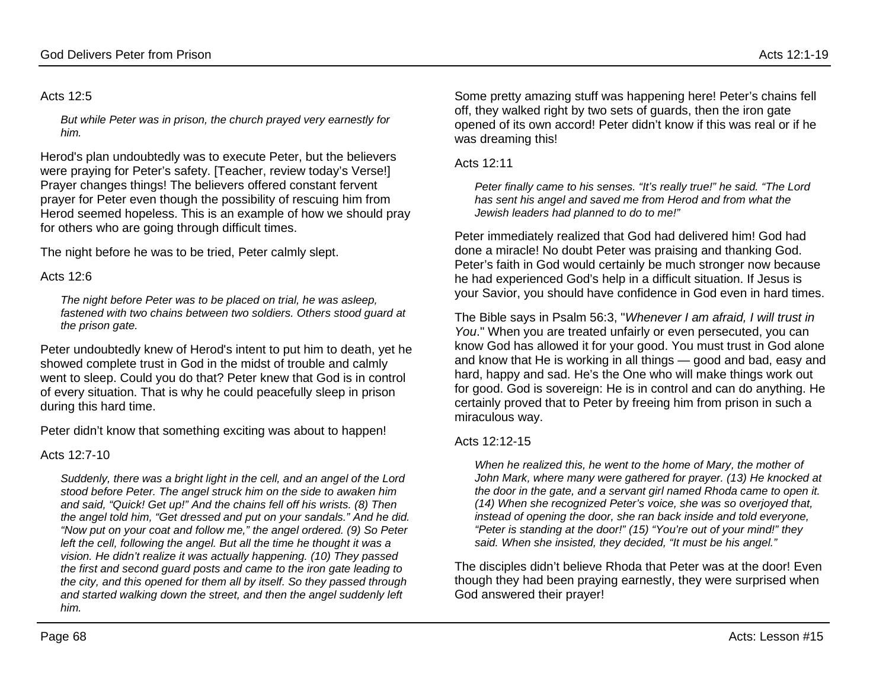Acts 12:5

> *But while Peter was in prison, the church prayed very earnestly for him.*

Herod's plan undoubtedly was to execute Peter, but the believers were praying for Peter's safety. [Teacher, review today's Verse!] Prayer changes things! The believers offered constant fervent prayer for Peter even though the possibility of rescuing him from Herod seemed hopeless. This is an example of how we should pray for others who are going through difficult times.

The night before he was to be tried, Peter calmly slept.

Acts 12:6

> *The night before Peter was to be placed on trial, he was asleep, fastened with two chains between two soldiers. Others stood guard at the prison gate.*

Peter undoubtedly knew of Herod's intent to put him to death, yet he showed complete trust in God in the midst of trouble and calmly went to sleep. Could you do that? Peter knew that God is in control of every situation. That is why he could peacefully sleep in prison during this hard time.

Peter didn't know that something exciting was about to happen!

Acts 12:7-10

> *Suddenly, there was a bright light in the cell, and an angel of the Lord stood before Peter. The angel struck him on the side to awaken him and said, "Quick! Get up!" And the chains fell off his wrists. (8) Then the angel told him, "Get dressed and put on your sandals." And he did. "Now put on your coat and follow me," the angel ordered. (9) So Peter left the cell, following the angel. But all the time he thought it was a vision. He didn't realize it was actually happening. (10) They passed the first and second guard posts and came to the iron gate leading to the city, and this opened for them all by itself. So they passed through and started walking down the street, and then the angel suddenly left him.*

Some pretty amazing stuff was happening here! Peter's chains fell off, they walked right by two sets of guards, then the iron gate opened of its own accord! Peter didn't know if this was real or if he was dreaming this!

Acts 12:11

> *Peter finally came to his senses. "It's really true!" he said. "The Lord has sent his angel and saved me from Herod and from what the Jewish leaders had planned to do to me!"*

Peter immediately realized that God had delivered him! God had done a miracle! No doubt Peter was praising and thanking God. Peter's faith in God would certainly be much stronger now because he had experienced God's help in a difficult situation. If Jesus is your Savior, you should have confidence in God even in hard times.

The Bible says in Psalm 56:3, "*Whenever I am afraid, I will trust in You*." When you are treated unfairly or even persecuted, you can know God has allowed it for your good. You must trust in God alone and know that He is working in all things — good and bad, easy and hard, happy and sad. He's the One who will make things work out for good. God is sovereign: He is in control and can do anything. He certainly proved that to Peter by freeing him from prison in such a miraculous way.

Acts 12:12-15

> *When he realized this, he went to the home of Mary, the mother of John Mark, where many were gathered for prayer. (13) He knocked at the door in the gate, and a servant girl named Rhoda came to open it. (14) When she recognized Peter's voice, she was so overjoyed that, instead of opening the door, she ran back inside and told everyone, "Peter is standing at the door!" (15) "You're out of your mind!" they said. When she insisted, they decided, "It must be his angel."*

The disciples didn't believe Rhoda that Peter was at the door! Even though they had been praying earnestly, they were surprised when God answered their prayer!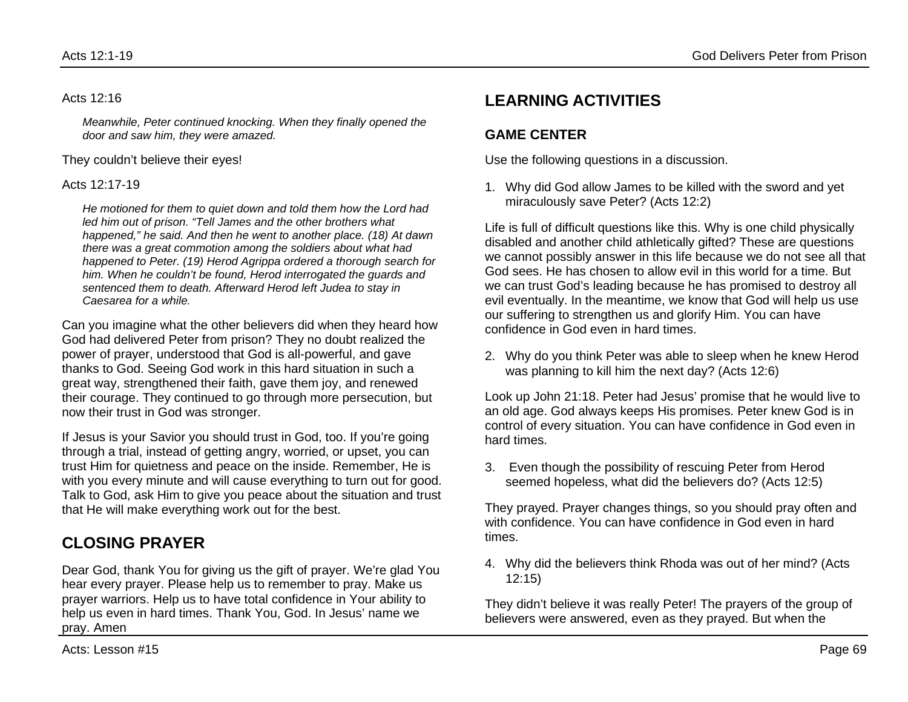Acts 12:16

*Meanwhile, Peter continued knocking. When they finally opened the door and saw him, they were amazed.*

They couldn't believe their eyes!

Acts 12:17-19

*He motioned for them to quiet down and told them how the Lord had led him out of prison. "Tell James and the other brothers what happened," he said. And then he went to another place. (18) At dawn there was a great commotion among the soldiers about what had happened to Peter. (19) Herod Agrippa ordered a thorough search for him. When he couldn't be found, Herod interrogated the guards and sentenced them to death. Afterward Herod left Judea to stay in Caesarea for a while.*

Can you imagine what the other believers did when they heard how God had delivered Peter from prison? They no doubt realized the power of prayer, understood that God is all-powerful, and gave thanks to God. Seeing God work in this hard situation in such a great way, strengthened their faith, gave them joy, and renewed their courage. They continued to go through more persecution, but now their trust in God was stronger.

If Jesus is your Savior you should trust in God, too. If you're going through a trial, instead of getting angry, worried, or upset, you can trust Him for quietness and peace on the inside. Remember, He is with you every minute and will cause everything to turn out for good. Talk to God, ask Him to give you peace about the situation and trust that He will make everything work out for the best.

## CLOSING PRAYER

Dear God, thank You for giving us the gift of prayer. We're glad You hear every prayer. Please help us to remember to pray. Make us prayer warriors. Help us to have total confidence in Your ability to help us even in hard times. Thank You, God. In Jesus' name we pray. Amen

## LEARNING ACTIVITIES

### GAME CENTER

Use the following questions in a discussion.

1. Why did God allow James to be killed with the sword and yet miraculously save Peter? (Acts 12:2)

Life is full of difficult questions like this. Why is one child physically disabled and another child athletically gifted? These are questions we cannot possibly answer in this life because we do not see all that God sees. He has chosen to allow evil in this world for a time. But we can trust God's leading because he has promised to destroy all evil eventually. In the meantime, we know that God will help us use our suffering to strengthen us and glorify Him. You can have confidence in God even in hard times.

2. Why do you think Peter was able to sleep when he knew Herod was planning to kill him the next day? (Acts 12:6)

Look up John 21:18. Peter had Jesus' promise that he would live to an old age. God always keeps His promises. Peter knew God is in control of every situation. You can have confidence in God even in hard times.

3. Even though the possibility of rescuing Peter from Herod seemed hopeless, what did the believers do? (Acts 12:5)

They prayed. Prayer changes things, so you should pray often and with confidence. You can have confidence in God even in hard times.

4. Why did the believers think Rhoda was out of her mind? (Acts 12:15)

They didn't believe it was really Peter! The prayers of the group of believers were answered, even as they prayed. But when the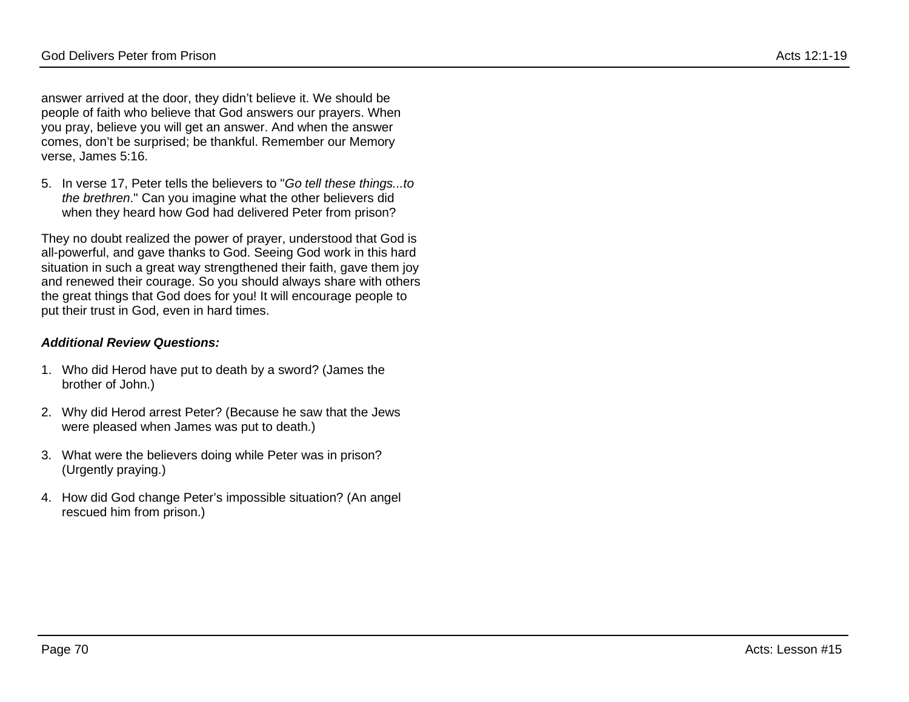answer arrived at the door, they didn't believe it. We should be people of faith who believe that God answers our prayers. When you pray, believe you will get an answer. And when the answer comes, don't be surprised; be thankful. Remember our Memory verse, James 5:16.

5. In verse 17, Peter tells the believers to "*Go tell these things...to the brethren*." Can you imagine what the other believers did when they heard how God had delivered Peter from prison?

They no doubt realized the power of prayer, understood that God is all-powerful, and gave thanks to God. Seeing God work in this hard situation in such a great way strengthened their faith, gave them joy and renewed their courage. So you should always share with others the great things that God does for you! It will encourage people to put their trust in God, even in hard times.

***Additional Review Questions:***

1. Who did Herod have put to death by a sword? (James the brother of John.)

2. Why did Herod arrest Peter? (Because he saw that the Jews were pleased when James was put to death.)

3. What were the believers doing while Peter was in prison? (Urgently praying.)

4. How did God change Peter's impossible situation? (An angel rescued him from prison.)